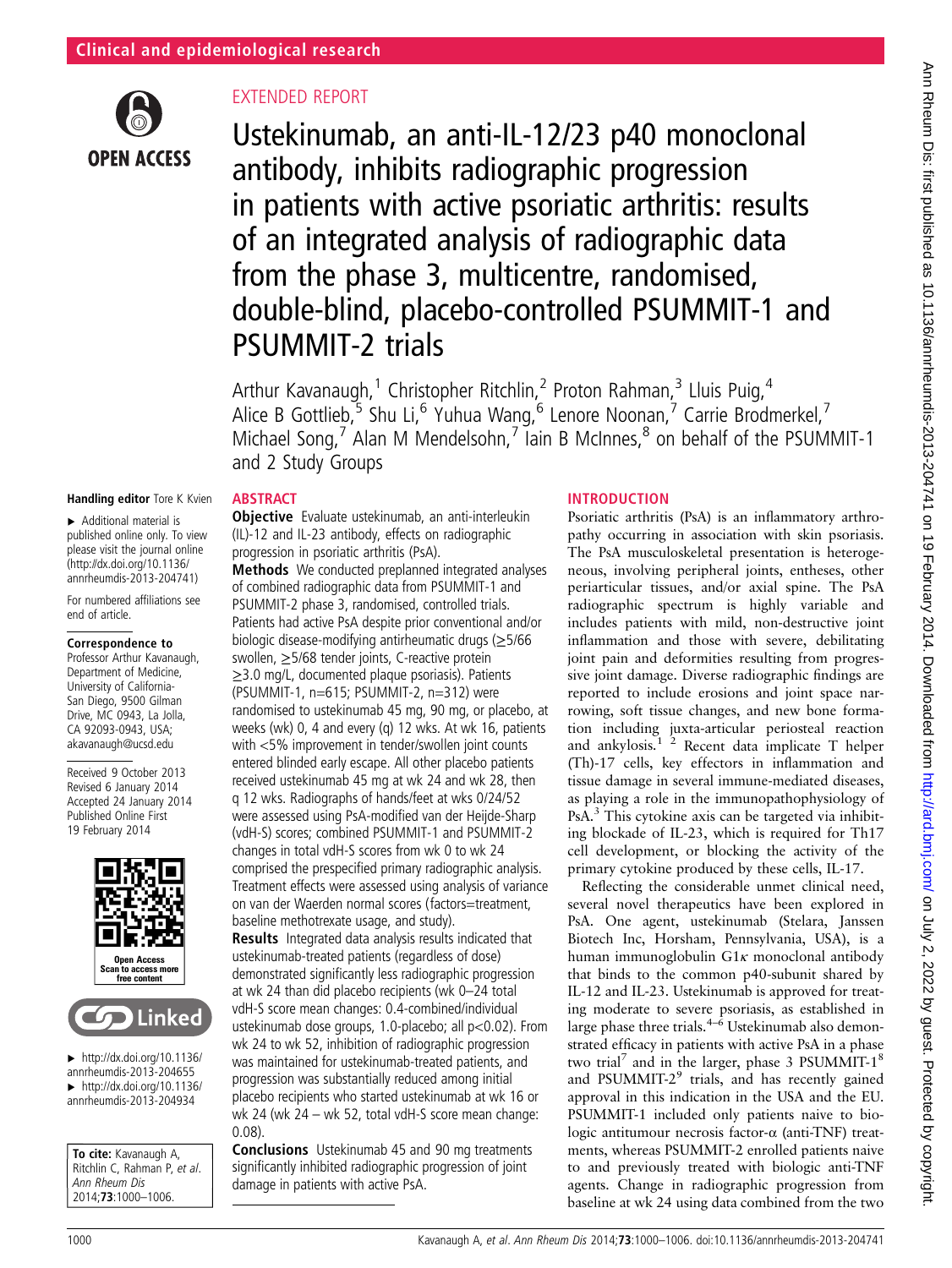Clinical and epidemiological research

EXTENDED REPORT

# Ustekinumab, an anti-IL-12/23 p40 monoclonal antibody, inhibits radiographic progression in patients with active psoriatic arthritis: results of an integrated analysis of radiographic data from the phase 3, multicentre, randomised, double-blind, placebo-controlled PSUMMIT-1 and PSUMMIT-2 trials

Arthur Kavanaugh,[1] Christopher Ritchlin,[2] Proton Rahman,[3] Lluis Puig,[4] Alice B Gottlieb,[5] Shu Li,[6] Yuhua Wang,[6] Lenore Noonan,[7] Carrie Brodmerkel,[7] Michael Song,[7] Alan M Mendelsohn,[7] Iain B McInnes,[8] on behalf of the PSUMMIT-1 and 2 Study Groups

**Handling editor** Tore K Kvien

► Additional material is published online only. To view please visit the journal online (http://dx.doi.org/10.1136/annrheumdis-2013-204741)

For numbered affiliations see end of article.

**Correspondence to**
Professor Arthur Kavanaugh, Department of Medicine, University of California-San Diego, 9500 Gilman Drive, MC 0943, La Jolla, CA 92093-0943, USA; akavanaugh@ucsd.edu

Received 9 October 2013
Revised 6 January 2014
Accepted 24 January 2014
Published Online First
19 February 2014

► http://dx.doi.org/10.1136/annrheumdis-2013-204655
► http://dx.doi.org/10.1136/annrheumdis-2013-204934

**To cite:** Kavanaugh A, Ritchlin C, Rahman P, *et al*. *Ann Rheum Dis* 2014;**73**:1000–1006.

## ABSTRACT

**Objective** Evaluate ustekinumab, an anti-interleukin (IL)-12 and IL-23 antibody, effects on radiographic progression in psoriatic arthritis (PsA).

**Methods** We conducted preplanned integrated analyses of combined radiographic data from PSUMMIT-1 and PSUMMIT-2 phase 3, randomised, controlled trials. Patients had active PsA despite prior conventional and/or biologic disease-modifying antirheumatic drugs (≥5/66 swollen, ≥5/68 tender joints, C-reactive protein ≥3.0 mg/L, documented plaque psoriasis). Patients (PSUMMIT-1, n=615; PSUMMIT-2, n=312) were randomised to ustekinumab 45 mg, 90 mg, or placebo, at weeks (wk) 0, 4 and every (q) 12 wks. At wk 16, patients with <5% improvement in tender/swollen joint counts entered blinded early escape. All other placebo patients received ustekinumab 45 mg at wk 24 and wk 28, then q 12 wks. Radiographs of hands/feet at wks 0/24/52 were assessed using PsA-modified van der Heijde-Sharp (vdH-S) scores; combined PSUMMIT-1 and PSUMMIT-2 changes in total vdH-S scores from wk 0 to wk 24 comprised the prespecified primary radiographic analysis. Treatment effects were assessed using analysis of variance on van der Waerden normal scores (factors=treatment, baseline methotrexate usage, and study).

**Results** Integrated data analysis results indicated that ustekinumab-treated patients (regardless of dose) demonstrated significantly less radiographic progression at wk 24 than did placebo recipients (wk 0–24 total vdH-S score mean changes: 0.4-combined/individual ustekinumab dose groups, 1.0-placebo; all p<0.02). From wk 24 to wk 52, inhibition of radiographic progression was maintained for ustekinumab-treated patients, and progression was substantially reduced among initial placebo recipients who started ustekinumab at wk 16 or wk 24 (wk 24 – wk 52, total vdH-S score mean change: 0.08).

**Conclusions** Ustekinumab 45 and 90 mg treatments significantly inhibited radiographic progression of joint damage in patients with active PsA.

## INTRODUCTION

Psoriatic arthritis (PsA) is an inflammatory arthropathy occurring in association with skin psoriasis. The PsA musculoskeletal presentation is heterogeneous, involving peripheral joints, entheses, other periarticular tissues, and/or axial spine. The PsA radiographic spectrum is highly variable and includes patients with mild, non-destructive joint inflammation and those with severe, debilitating joint pain and deformities resulting from progressive joint damage. Diverse radiographic findings are reported to include erosions and joint space narrowing, soft tissue changes, and new bone formation including juxta-articular periosteal reaction and ankylosis.[1 2] Recent data implicate T helper (Th)-17 cells, key effectors in inflammation and tissue damage in several immune-mediated diseases, as playing a role in the immunopathophysiology of PsA.[3] This cytokine axis can be targeted via inhibiting blockade of IL-23, which is required for Th17 cell development, or blocking the activity of the primary cytokine produced by these cells, IL-17.

Reflecting the considerable unmet clinical need, several novel therapeutics have been explored in PsA. One agent, ustekinumab (Stelara, Janssen Biotech Inc, Horsham, Pennsylvania, USA), is a human immunoglobulin G1κ monoclonal antibody that binds to the common p40-subunit shared by IL-12 and IL-23. Ustekinumab is approved for treating moderate to severe psoriasis, as established in large phase three trials.[4–6] Ustekinumab also demonstrated efficacy in patients with active PsA in a phase two trial[7] and in the larger, phase 3 PSUMMIT-1[8] and PSUMMIT-2[9] trials, and has recently gained approval in this indication in the USA and the EU. PSUMMIT-1 included only patients naive to biologic antitumour necrosis factor-α (anti-TNF) treatments, whereas PSUMMIT-2 enrolled patients naive to and previously treated with biologic anti-TNF agents. Change in radiographic progression from baseline at wk 24 using data combined from the two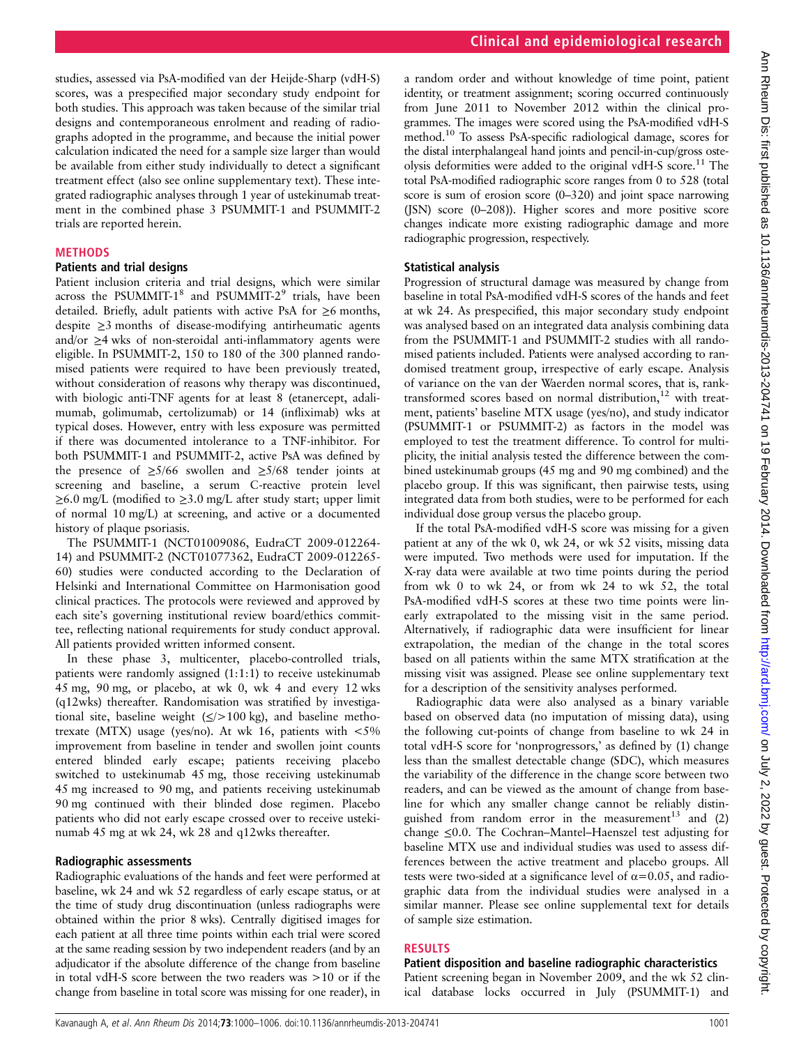studies, assessed via PsA-modified van der Heijde-Sharp (vdH-S) scores, was a prespecified major secondary study endpoint for both studies. This approach was taken because of the similar trial designs and contemporaneous enrolment and reading of radiographs adopted in the programme, and because the initial power calculation indicated the need for a sample size larger than would be available from either study individually to detect a significant treatment effect (also see online supplementary text). These integrated radiographic analyses through 1 year of ustekinumab treatment in the combined phase 3 PSUMMIT-1 and PSUMMIT-2 trials are reported herein.

## METHODS

### Patients and trial designs

Patient inclusion criteria and trial designs, which were similar across the PSUMMIT-1[8] and PSUMMIT-2[9] trials, have been detailed. Briefly, adult patients with active PsA for ≥6 months, despite ≥3 months of disease-modifying antirheumatic agents and/or ≥4 wks of non-steroidal anti-inflammatory agents were eligible. In PSUMMIT-2, 150 to 180 of the 300 planned randomised patients were required to have been previously treated, without consideration of reasons why therapy was discontinued, with biologic anti-TNF agents for at least 8 (etanercept, adalimumab, golimumab, certolizumab) or 14 (infliximab) wks at typical doses. However, entry with less exposure was permitted if there was documented intolerance to a TNF-inhibitor. For both PSUMMIT-1 and PSUMMIT-2, active PsA was defined by the presence of ≥5/66 swollen and ≥5/68 tender joints at screening and baseline, a serum C-reactive protein level ≥6.0 mg/L (modified to ≥3.0 mg/L after study start; upper limit of normal 10 mg/L) at screening, and active or a documented history of plaque psoriasis.

The PSUMMIT-1 (NCT01009086, EudraCT 2009-012264-14) and PSUMMIT-2 (NCT01077362, EudraCT 2009-012265-60) studies were conducted according to the Declaration of Helsinki and International Committee on Harmonisation good clinical practices. The protocols were reviewed and approved by each site's governing institutional review board/ethics committee, reflecting national requirements for study conduct approval. All patients provided written informed consent.

In these phase 3, multicenter, placebo-controlled trials, patients were randomly assigned (1:1:1) to receive ustekinumab 45 mg, 90 mg, or placebo, at wk 0, wk 4 and every 12 wks (q12wks) thereafter. Randomisation was stratified by investigational site, baseline weight (≤/>100 kg), and baseline methotrexate (MTX) usage (yes/no). At wk 16, patients with <5% improvement from baseline in tender and swollen joint counts entered blinded early escape; patients receiving placebo switched to ustekinumab 45 mg, those receiving ustekinumab 45 mg increased to 90 mg, and patients receiving ustekinumab 90 mg continued with their blinded dose regimen. Placebo patients who did not early escape crossed over to receive ustekinumab 45 mg at wk 24, wk 28 and q12wks thereafter.

### Radiographic assessments

Radiographic evaluations of the hands and feet were performed at baseline, wk 24 and wk 52 regardless of early escape status, or at the time of study drug discontinuation (unless radiographs were obtained within the prior 8 wks). Centrally digitised images for each patient at all three time points within each trial were scored at the same reading session by two independent readers (and by an adjudicator if the absolute difference of the change from baseline in total vdH-S score between the two readers was >10 or if the change from baseline in total score was missing for one reader), in a random order and without knowledge of time point, patient identity, or treatment assignment; scoring occurred continuously from June 2011 to November 2012 within the clinical programmes. The images were scored using the PsA-modified vdH-S method.[10] To assess PsA-specific radiological damage, scores for the distal interphalangeal hand joints and pencil-in-cup/gross osteolysis deformities were added to the original vdH-S score.[11] The total PsA-modified radiographic score ranges from 0 to 528 (total score is sum of erosion score (0–320) and joint space narrowing (JSN) score (0–208)). Higher scores and more positive score changes indicate more existing radiographic damage and more radiographic progression, respectively.

### Statistical analysis

Progression of structural damage was measured by change from baseline in total PsA-modified vdH-S scores of the hands and feet at wk 24. As prespecified, this major secondary study endpoint was analysed based on an integrated data analysis combining data from the PSUMMIT-1 and PSUMMIT-2 studies with all randomised patients included. Patients were analysed according to randomised treatment group, irrespective of early escape. Analysis of variance on the van der Waerden normal scores, that is, rank-transformed scores based on normal distribution,[12] with treatment, patients' baseline MTX usage (yes/no), and study indicator (PSUMMIT-1 or PSUMMIT-2) as factors in the model was employed to test the treatment difference. To control for multiplicity, the initial analysis tested the difference between the combined ustekinumab groups (45 mg and 90 mg combined) and the placebo group. If this was significant, then pairwise tests, using integrated data from both studies, were to be performed for each individual dose group versus the placebo group.

If the total PsA-modified vdH-S score was missing for a given patient at any of the wk 0, wk 24, or wk 52 visits, missing data were imputed. Two methods were used for imputation. If the X-ray data were available at two time points during the period from wk 0 to wk 24, or from wk 24 to wk 52, the total PsA-modified vdH-S scores at these two time points were linearly extrapolated to the missing visit in the same period. Alternatively, if radiographic data were insufficient for linear extrapolation, the median of the change in the total scores based on all patients within the same MTX stratification at the missing visit was assigned. Please see online supplementary text for a description of the sensitivity analyses performed.

Radiographic data were also analysed as a binary variable based on observed data (no imputation of missing data), using the following cut-points of change from baseline to wk 24 in total vdH-S score for 'nonprogressors,' as defined by (1) change less than the smallest detectable change (SDC), which measures the variability of the difference in the change score between two readers, and can be viewed as the amount of change from baseline for which any smaller change cannot be reliably distinguished from random error in the measurement[13] and (2) change ≤0.0. The Cochran–Mantel–Haenszel test adjusting for baseline MTX use and individual studies was used to assess differences between the active treatment and placebo groups. All tests were two-sided at a significance level of $\alpha=0.05$, and radiographic data from the individual studies were analysed in a similar manner. Please see online supplemental text for details of sample size estimation.

## RESULTS

### Patient disposition and baseline radiographic characteristics

Patient screening began in November 2009, and the wk 52 clinical database locks occurred in July (PSUMMIT-1) and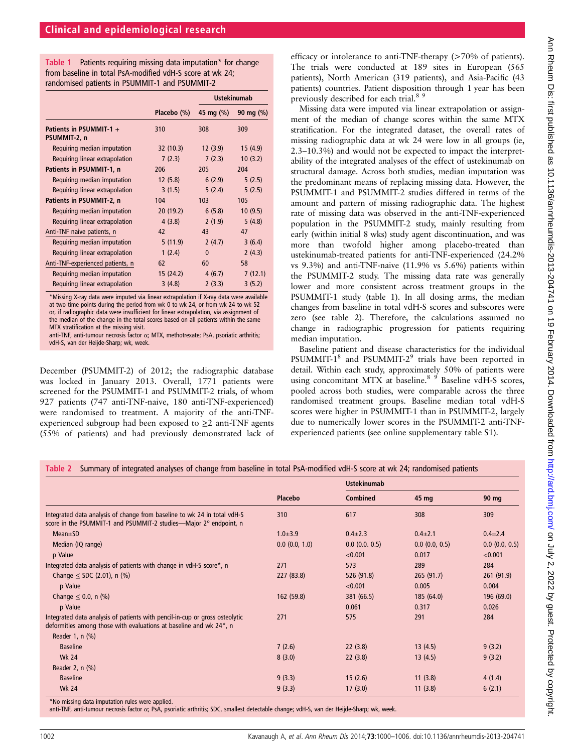**Table 1** Patients requiring missing data imputation* for change from baseline in total PsA-modified vdH-S score at wk 24; randomised patients in PSUMMIT-1 and PSUMMIT-2

| | Placebo (%) | Ustekinumab 45 mg (%) | Ustekinumab 90 mg (%) |
|---|---|---|---|
| **Patients in PSUMMIT-1 + PSUMMIT-2, n** | 310 | 308 | 309 |
| Requiring median imputation | 32 (10.3) | 12 (3.9) | 15 (4.9) |
| Requiring linear extrapolation | 7 (2.3) | 7 (2.3) | 10 (3.2) |
| **Patients in PSUMMIT-1, n** | 206 | 205 | 204 |
| Requiring median imputation | 12 (5.8) | 6 (2.9) | 5 (2.5) |
| Requiring linear extrapolation | 3 (1.5) | 5 (2.4) | 5 (2.5) |
| **Patients in PSUMMIT-2, n** | 104 | 103 | 105 |
| Requiring median imputation | 20 (19.2) | 6 (5.8) | 10 (9.5) |
| Requiring linear extrapolation | 4 (3.8) | 2 (1.9) | 5 (4.8) |
| Anti-TNF naive patients, n | 42 | 43 | 47 |
| Requiring median imputation | 5 (11.9) | 2 (4.7) | 3 (6.4) |
| Requiring linear extrapolation | 1 (2.4) | 0 | 2 (4.3) |
| Anti-TNF-experienced patients, n | 62 | 60 | 58 |
| Requiring median imputation | 15 (24.2) | 4 (6.7) | 7 (12.1) |
| Requiring linear extrapolation | 3 (4.8) | 2 (3.3) | 3 (5.2) |

*Missing X-ray data were imputed via linear extrapolation if X-ray data were available at two time points during the period from wk 0 to wk 24, or from wk 24 to wk 52 or, if radiographic data were insufficient for linear extrapolation, via assignment of the median of the change in the total scores based on all patients within the same MTX stratification at the missing visit.
anti-TNF, anti-tumour necrosis factor α; MTX, methotrexate; PsA, psoriatic arthritis; vdH-S, van der Heijde-Sharp; wk, week.

December (PSUMMIT-2) of 2012; the radiographic database was locked in January 2013. Overall, 1771 patients were screened for the PSUMMIT-1 and PSUMMIT-2 trials, of whom 927 patients (747 anti-TNF-naive, 180 anti-TNF-experienced) were randomised to treatment. A majority of the anti-TNF-experienced subgroup had been exposed to ≥2 anti-TNF agents (55% of patients) and had previously demonstrated lack of efficacy or intolerance to anti-TNF-therapy (>70% of patients). The trials were conducted at 189 sites in European (565 patients), North American (319 patients), and Asia-Pacific (43 patients) countries. Patient disposition through 1 year has been previously described for each trial.[8 9]

Missing data were imputed via linear extrapolation or assignment of the median of change scores within the same MTX stratification. For the integrated dataset, the overall rates of missing radiographic data at wk 24 were low in all groups (ie, 2.3–10.3%) and would not be expected to impact the interpretability of the integrated analyses of the effect of ustekinumab on structural damage. Across both studies, median imputation was the predominant means of replacing missing data. However, the PSUMMIT-1 and PSUMMIT-2 studies differed in terms of the amount and pattern of missing radiographic data. The highest rate of missing data was observed in the anti-TNF-experienced population in the PSUMMIT-2 study, mainly resulting from early (within initial 8 wks) study agent discontinuation, and was more than twofold higher among placebo-treated than ustekinumab-treated patients for anti-TNF-experienced (24.2% vs 9.3%) and anti-TNF-naive (11.9% vs 5.6%) patients within the PSUMMIT-2 study. The missing data rate was generally lower and more consistent across treatment groups in the PSUMMIT-1 study (table 1). In all dosing arms, the median changes from baseline in total vdH-S scores and subscores were zero (see table 2). Therefore, the calculations assumed no change in radiographic progression for patients requiring median imputation.

Baseline patient and disease characteristics for the individual PSUMMIT-1[8] and PSUMMIT-2[9] trials have been reported in detail. Within each study, approximately 50% of patients were using concomitant MTX at baseline.[8 9] Baseline vdH-S scores, pooled across both studies, were comparable across the three randomised treatment groups. Baseline median total vdH-S scores were higher in PSUMMIT-1 than in PSUMMIT-2, largely due to numerically lower scores in the PSUMMIT-2 anti-TNF-experienced patients (see online supplementary table S1).

**Table 2** Summary of integrated analyses of change from baseline in total PsA-modified vdH-S score at wk 24; randomised patients

| | Placebo | Ustekinumab Combined | Ustekinumab 45 mg | Ustekinumab 90 mg |
|---|---|---|---|---|
| Integrated data analysis of change from baseline to wk 24 in total vdH-S score in the PSUMMIT-1 and PSUMMIT-2 studies—Major 2° endpoint, n | 310 | 617 | 308 | 309 |
| Mean±SD | 1.0±3.9 | 0.4±2.3 | 0.4±2.1 | 0.4±2.4 |
| Median (IQ range) | 0.0 (0.0, 1.0) | 0.0 (0.0. 0.5) | 0.0 (0.0, 0.5) | 0.0 (0.0, 0.5) |
| p Value | | <0.001 | 0.017 | <0.001 |
| Integrated data analysis of patients with change in vdH-S score*, n | 271 | 573 | 289 | 284 |
| Change ≤ SDC (2.01), n (%) | 227 (83.8) | 526 (91.8) | 265 (91.7) | 261 (91.9) |
| p Value | | <0.001 | 0.005 | 0.004 |
| Change ≤ 0.0, n (%) | 162 (59.8) | 381 (66.5) | 185 (64.0) | 196 (69.0) |
| p Value | | 0.061 | 0.317 | 0.026 |
| Integrated data analysis of patients with pencil-in-cup or gross osteolytic deformities among those with evaluations at baseline and wk 24*, n | 271 | 575 | 291 | 284 |
| Reader 1, n (%) | | | | |
| Baseline | 7 (2.6) | 22 (3.8) | 13 (4.5) | 9 (3.2) |
| Wk 24 | 8 (3.0) | 22 (3.8) | 13 (4.5) | 9 (3.2) |
| Reader 2, n (%) | | | | |
| Baseline | 9 (3.3) | 15 (2.6) | 11 (3.8) | 4 (1.4) |
| Wk 24 | 9 (3.3) | 17 (3.0) | 11 (3.8) | 6 (2.1) |

*No missing data imputation rules were applied.
anti-TNF, anti-tumour necrosis factor α; PsA, psoriatic arthritis; SDC, smallest detectable change; vdH-S, van der Heijde-Sharp; wk, week.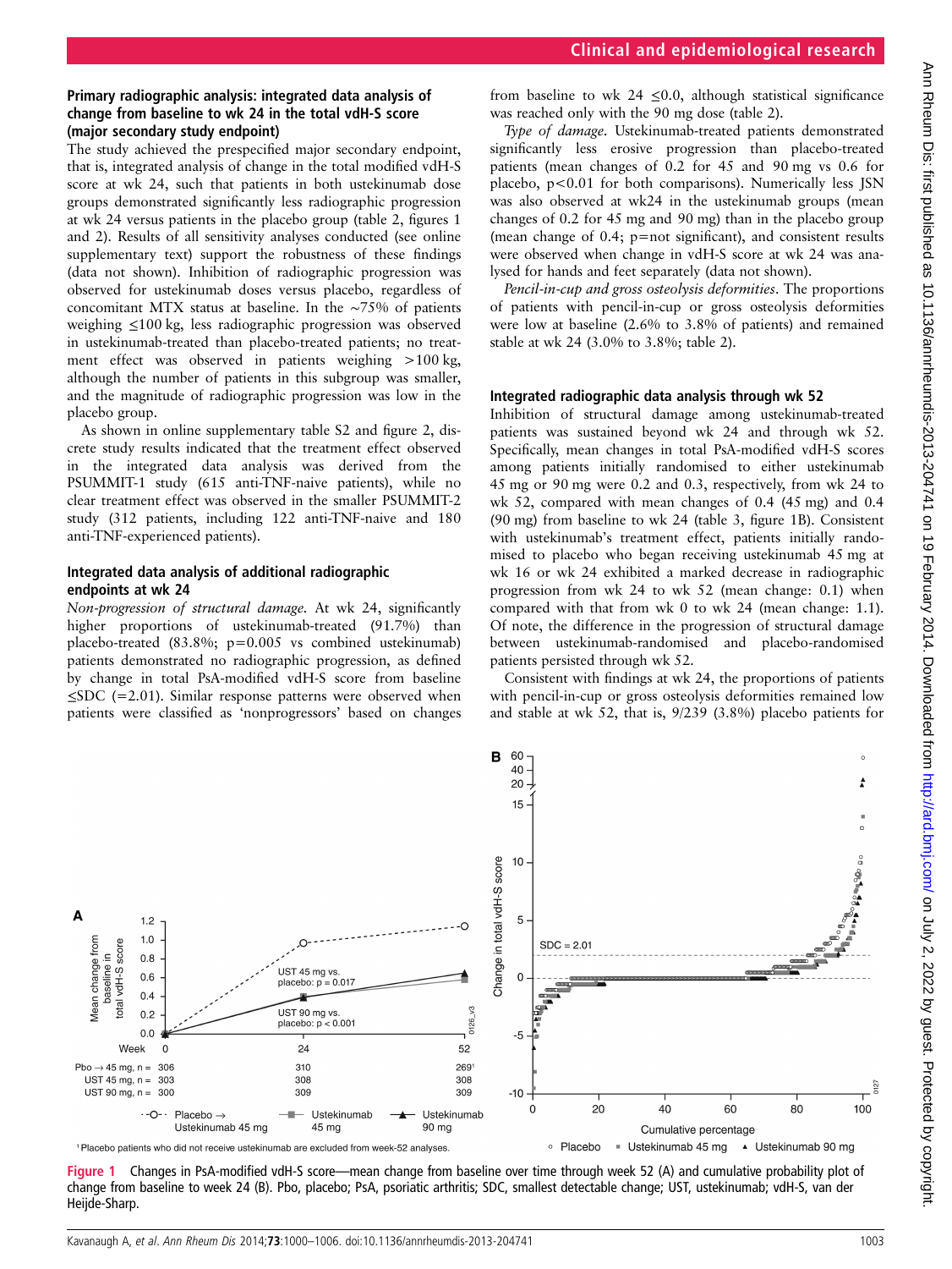### Primary radiographic analysis: integrated data analysis of change from baseline to wk 24 in the total vdH-S score (major secondary study endpoint)

The study achieved the prespecified major secondary endpoint, that is, integrated analysis of change in the total modified vdH-S score at wk 24, such that patients in both ustekinumab dose groups demonstrated significantly less radiographic progression at wk 24 versus patients in the placebo group (table 2, figures 1 and 2). Results of all sensitivity analyses conducted (see online supplementary text) support the robustness of these findings (data not shown). Inhibition of radiographic progression was observed for ustekinumab doses versus placebo, regardless of concomitant MTX status at baseline. In the ~75% of patients weighing ≤100 kg, less radiographic progression was observed in ustekinumab-treated than placebo-treated patients; no treatment effect was observed in patients weighing >100 kg, although the number of patients in this subgroup was smaller, and the magnitude of radiographic progression was low in the placebo group.

As shown in online supplementary table S2 and figure 2, discrete study results indicated that the treatment effect observed in the integrated data analysis was derived from the PSUMMIT-1 study (615 anti-TNF-naive patients), while no clear treatment effect was observed in the smaller PSUMMIT-2 study (312 patients, including 122 anti-TNF-naive and 180 anti-TNF-experienced patients).

### Integrated data analysis of additional radiographic endpoints at wk 24

*Non-progression of structural damage.* At wk 24, significantly higher proportions of ustekinumab-treated (91.7%) than placebo-treated (83.8%; p=0.005 vs combined ustekinumab) patients demonstrated no radiographic progression, as defined by change in total PsA-modified vdH-S score from baseline ≤SDC (=2.01). Similar response patterns were observed when patients were classified as 'nonprogressors' based on changes from baseline to wk 24 ≤0.0, although statistical significance was reached only with the 90 mg dose (table 2).

*Type of damage.* Ustekinumab-treated patients demonstrated significantly less erosive progression than placebo-treated patients (mean changes of 0.2 for 45 and 90 mg vs 0.6 for placebo, p<0.01 for both comparisons). Numerically less JSN was also observed at wk24 in the ustekinumab groups (mean changes of 0.2 for 45 mg and 90 mg) than in the placebo group (mean change of 0.4; p=not significant), and consistent results were observed when change in vdH-S score at wk 24 was analysed for hands and feet separately (data not shown).

*Pencil-in-cup and gross osteolysis deformities.* The proportions of patients with pencil-in-cup or gross osteolysis deformities were low at baseline (2.6% to 3.8% of patients) and remained stable at wk 24 (3.0% to 3.8%; table 2).

### Integrated radiographic data analysis through wk 52

Inhibition of structural damage among ustekinumab-treated patients was sustained beyond wk 24 and through wk 52. Specifically, mean changes in total PsA-modified vdH-S scores among patients initially randomised to either ustekinumab 45 mg or 90 mg were 0.2 and 0.3, respectively, from wk 24 to wk 52, compared with mean changes of 0.4 (45 mg) and 0.4 (90 mg) from baseline to wk 24 (table 3, figure 1B). Consistent with ustekinumab's treatment effect, patients initially randomised to placebo who began receiving ustekinumab 45 mg at wk 16 or wk 24 exhibited a marked decrease in radiographic progression from wk 24 to wk 52 (mean change: 0.1) when compared with that from wk 0 to wk 24 (mean change: 1.1). Of note, the difference in the progression of structural damage between ustekinumab-randomised and placebo-randomised patients persisted through wk 52.

Consistent with findings at wk 24, the proportions of patients with pencil-in-cup or gross osteolysis deformities remained low and stable at wk 52, that is, 9/239 (3.8%) placebo patients for

**Figure 1** Changes in PsA-modified vdH-S score—mean change from baseline over time through week 52 (A) and cumulative probability plot of change from baseline to week 24 (B). Pbo, placebo; PsA, psoriatic arthritis; SDC, smallest detectable change; UST, ustekinumab; vdH-S, van der Heijde-Sharp.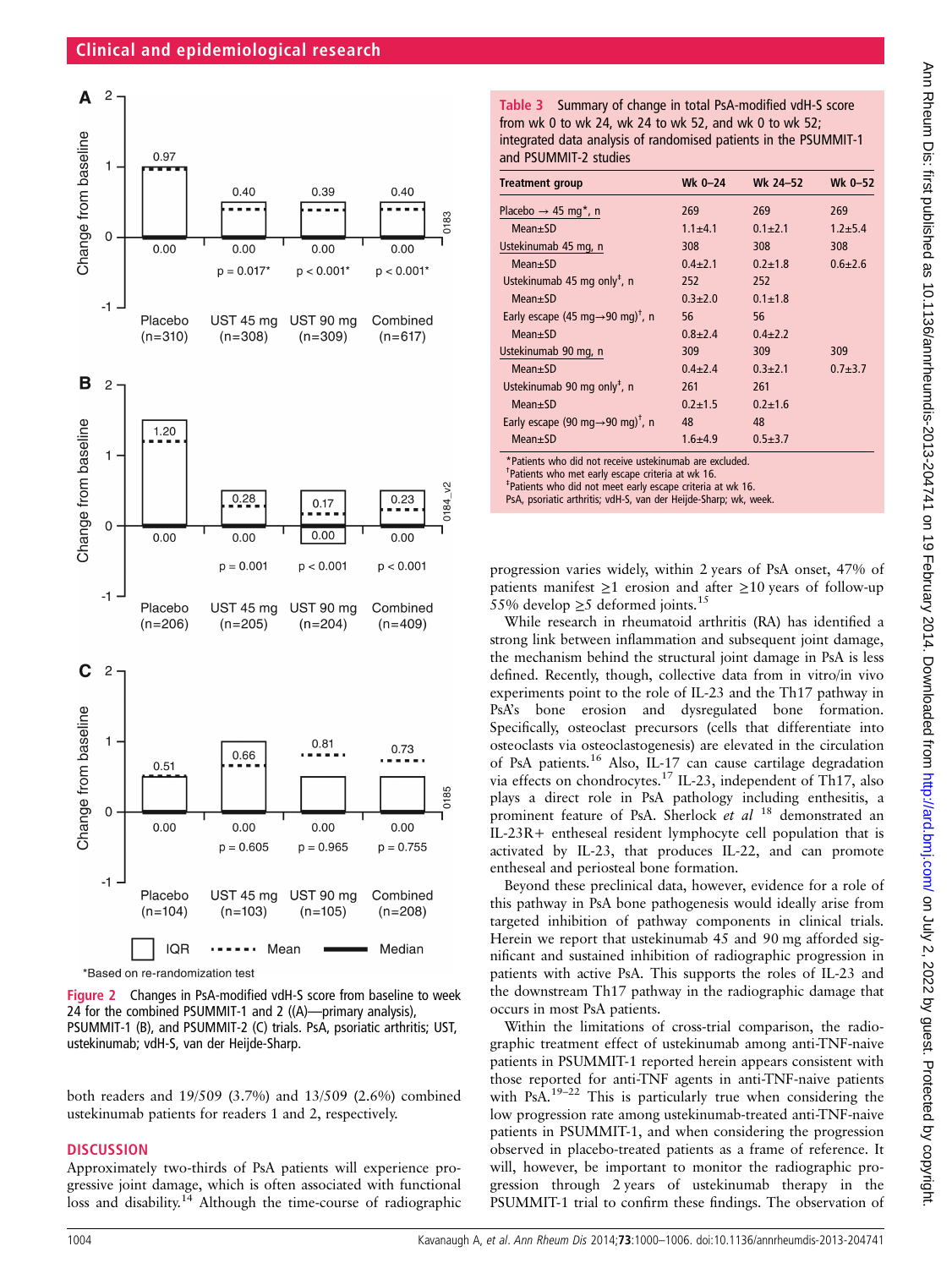Figure 2 Changes in PsA-modified vdH-S score from baseline to week 24 for the combined PSUMMIT-1 and 2 ((A)—primary analysis), PSUMMIT-1 (B), and PSUMMIT-2 (C) trials. PsA, psoriatic arthritis; UST, ustekinumab; vdH-S, van der Heijde-Sharp.

*Based on re-randomization test

both readers and 19/509 (3.7%) and 13/509 (2.6%) combined ustekinumab patients for readers 1 and 2, respectively.

## DISCUSSION

Approximately two-thirds of PsA patients will experience progressive joint damage, which is often associated with functional loss and disability.[14] Although the time-course of radiographic progression varies widely, within 2 years of PsA onset, 47% of patients manifest ≥1 erosion and after ≥10 years of follow-up 55% develop ≥5 deformed joints.[15]

While research in rheumatoid arthritis (RA) has identified a strong link between inflammation and subsequent joint damage, the mechanism behind the structural joint damage in PsA is less defined. Recently, though, collective data from in vitro/in vivo experiments point to the role of IL-23 and the Th17 pathway in PsA's bone erosion and dysregulated bone formation. Specifically, osteoclast precursors (cells that differentiate into osteoclasts via osteoclastogenesis) are elevated in the circulation of PsA patients.[16] Also, IL-17 can cause cartilage degradation via effects on chondrocytes.[17] IL-23, independent of Th17, also plays a direct role in PsA pathology including enthesitis, a prominent feature of PsA. Sherlock *et al* [18] demonstrated an IL-23R+ entheseal resident lymphocyte cell population that is activated by IL-23, that produces IL-22, and can promote entheseal and periosteal bone formation.

Beyond these preclinical data, however, evidence for a role of this pathway in PsA bone pathogenesis would ideally arise from targeted inhibition of pathway components in clinical trials. Herein we report that ustekinumab 45 and 90 mg afforded significant and sustained inhibition of radiographic progression in patients with active PsA. This supports the roles of IL-23 and the downstream Th17 pathway in the radiographic damage that occurs in most PsA patients.

Within the limitations of cross-trial comparison, the radiographic treatment effect of ustekinumab among anti-TNF-naive patients in PSUMMIT-1 reported herein appears consistent with those reported for anti-TNF agents in anti-TNF-naive patients with PsA.[19–22] This is particularly true when considering the low progression rate among ustekinumab-treated anti-TNF-naive patients in PSUMMIT-1, and when considering the progression observed in placebo-treated patients as a frame of reference. It will, however, be important to monitor the radiographic progression through 2 years of ustekinumab therapy in the PSUMMIT-1 trial to confirm these findings. The observation of

**Table 3** Summary of change in total PsA-modified vdH-S score from wk 0 to wk 24, wk 24 to wk 52, and wk 0 to wk 52; integrated data analysis of randomised patients in the PSUMMIT-1 and PSUMMIT-2 studies

| Treatment group | Wk 0–24 | Wk 24–52 | Wk 0–52 |
|---|---|---|---|
| Placebo → 45 mg*, n | 269 | 269 | 269 |
| Mean±SD | 1.1±4.1 | 0.1±2.1 | 1.2±5.4 |
| Ustekinumab 45 mg, n | 308 | 308 | 308 |
| Mean±SD | 0.4±2.1 | 0.2±1.8 | 0.6±2.6 |
| Ustekinumab 45 mg only‡, n | 252 | 252 | |
| Mean±SD | 0.3±2.0 | 0.1±1.8 | |
| Early escape (45 mg→90 mg)†, n | 56 | 56 | |
| Mean±SD | 0.8±2.4 | 0.4±2.2 | |
| Ustekinumab 90 mg, n | 309 | 309 | 309 |
| Mean±SD | 0.4±2.4 | 0.3±2.1 | 0.7±3.7 |
| Ustekinumab 90 mg only‡, n | 261 | 261 | |
| Mean±SD | 0.2±1.5 | 0.2±1.6 | |
| Early escape (90 mg→90 mg)†, n | 48 | 48 | |
| Mean±SD | 1.6±4.9 | 0.5±3.7 | |

*Patients who did not receive ustekinumab are excluded.
†Patients who met early escape criteria at wk 16.
‡Patients who did not meet early escape criteria at wk 16.
PsA, psoriatic arthritis; vdH-S, van der Heijde-Sharp; wk, week.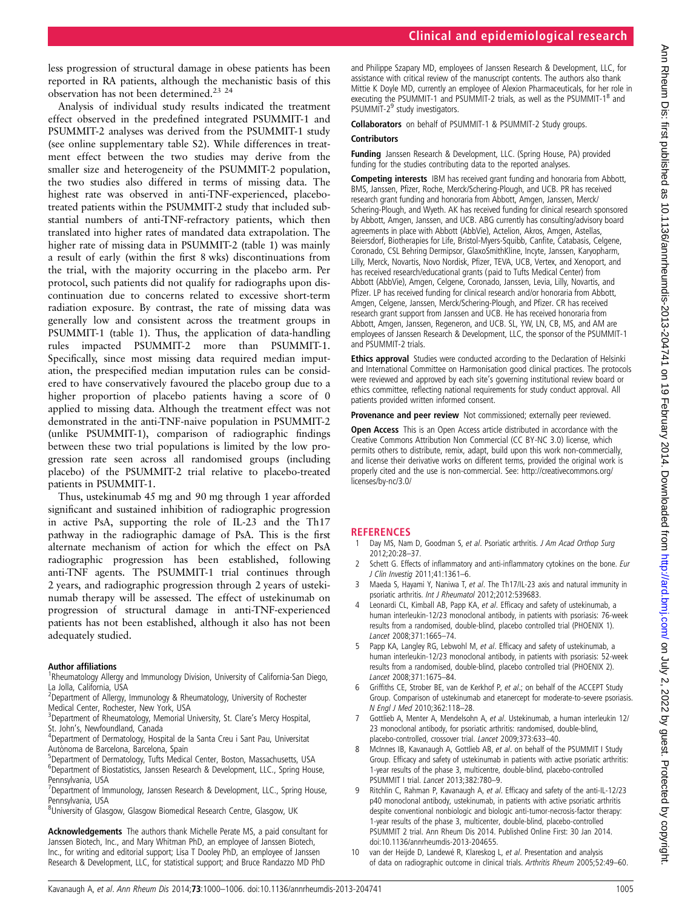less progression of structural damage in obese patients has been reported in RA patients, although the mechanistic basis of this observation has not been determined.[23 24]

Analysis of individual study results indicated the treatment effect observed in the predefined integrated PSUMMIT-1 and PSUMMIT-2 analyses was derived from the PSUMMIT-1 study (see online supplementary table S2). While differences in treatment effect between the two studies may derive from the smaller size and heterogeneity of the PSUMMIT-2 population, the two studies also differed in terms of missing data. The highest rate was observed in anti-TNF-experienced, placebo-treated patients within the PSUMMIT-2 study that included substantial numbers of anti-TNF-refractory patients, which then translated into higher rates of mandated data extrapolation. The higher rate of missing data in PSUMMIT-2 (table 1) was mainly a result of early (within the first 8 wks) discontinuations from the trial, with the majority occurring in the placebo arm. Per protocol, such patients did not qualify for radiographs upon discontinuation due to concerns related to excessive short-term radiation exposure. By contrast, the rate of missing data was generally low and consistent across the treatment groups in PSUMMIT-1 (table 1). Thus, the application of data-handling rules impacted PSUMMIT-2 more than PSUMMIT-1. Specifically, since most missing data required median imputation, the prespecified median imputation rules can be considered to have conservatively favoured the placebo group due to a higher proportion of placebo patients having a score of 0 applied to missing data. Although the treatment effect was not demonstrated in the anti-TNF-naive population in PSUMMIT-2 (unlike PSUMMIT-1), comparison of radiographic findings between these two trial populations is limited by the low progression rate seen across all randomised groups (including placebo) of the PSUMMIT-2 trial relative to placebo-treated patients in PSUMMIT-1.

Thus, ustekinumab 45 mg and 90 mg through 1 year afforded significant and sustained inhibition of radiographic progression in active PsA, supporting the role of IL-23 and the Th17 pathway in the radiographic damage of PsA. This is the first alternate mechanism of action for which the effect on PsA radiographic progression has been established, following anti-TNF agents. The PSUMMIT-1 trial continues through 2 years, and radiographic progression through 2 years of ustekinumab therapy will be assessed. The effect of ustekinumab on progression of structural damage in anti-TNF-experienced patients has not been established, although it also has not been adequately studied.

#### Author affiliations

[1]Rheumatology Allergy and Immunology Division, University of California-San Diego, La Jolla, California, USA
[2]Department of Allergy, Immunology & Rheumatology, University of Rochester Medical Center, Rochester, New York, USA
[3]Department of Rheumatology, Memorial University, St. Clare's Mercy Hospital, St. John's, Newfoundland, Canada
[4]Department of Dermatology, Hospital de la Santa Creu i Sant Pau, Universitat Autònoma de Barcelona, Barcelona, Spain
[5]Department of Dermatology, Tufts Medical Center, Boston, Massachusetts, USA
[6]Department of Biostatistics, Janssen Research & Development, LLC., Spring House, Pennsylvania, USA
[7]Department of Immunology, Janssen Research & Development, LLC., Spring House, Pennsylvania, USA
[8]University of Glasgow, Glasgow Biomedical Research Centre, Glasgow, UK

**Acknowledgements** The authors thank Michelle Perate MS, a paid consultant for Janssen Biotech, Inc., and Mary Whitman PhD, an employee of Janssen Biotech, Inc., for writing and editorial support; Lisa T Dooley PhD, an employee of Janssen Research & Development, LLC, for statistical support; and Bruce Randazzo MD PhD and Philippe Szapary MD, employees of Janssen Research & Development, LLC, for assistance with critical review of the manuscript contents. The authors also thank Mittie K Doyle MD, currently an employee of Alexion Pharmaceuticals, for her role in executing the PSUMMIT-1 and PSUMMIT-2 trials, as well as the PSUMMIT-1[8] and PSUMMIT-2[9] study investigators.

**Collaborators** on behalf of PSUMMIT-1 & PSUMMIT-2 Study groups.

**Contributors**

**Funding** Janssen Research & Development, LLC. (Spring House, PA) provided funding for the studies contributing data to the reported analyses.

**Competing interests** IBM has received grant funding and honoraria from Abbott, BMS, Janssen, Pfizer, Roche, Merck/Schering-Plough, and UCB. PR has received research grant funding and honoraria from Abbott, Amgen, Janssen, Merck/Schering-Plough, and Wyeth. AK has received funding for clinical research sponsored by Abbott, Amgen, Janssen, and UCB. ABG currently has consulting/advisory board agreements in place with Abbott (AbbVie), Actelion, Akros, Amgen, Astellas, Beiersdorf, Biotherapies for Life, Bristol-Myers-Squibb, Canfite, Catabasis, Celgene, Coronado, CSL Behring Dermipsor, GlaxoSmithKline, Incyte, Janssen, Karyopharm, Lilly, Merck, Novartis, Novo Nordisk, Pfizer, TEVA, UCB, Vertex, and Xenoport, and has received research/educational grants (paid to Tufts Medical Center) from Abbott (AbbVie), Amgen, Celgene, Coronado, Janssen, Levia, Lilly, Novartis, and Pfizer. LP has received funding for clinical research and/or honoraria from Abbott, Amgen, Celgene, Janssen, Merck/Schering-Plough, and Pfizer. CR has received research grant support from Janssen and UCB. He has received honoraria from Abbott, Amgen, Janssen, Regeneron, and UCB. SL, YW, LN, CB, MS, and AM are employees of Janssen Research & Development, LLC, the sponsor of the PSUMMIT-1 and PSUMMIT-2 trials.

**Ethics approval** Studies were conducted according to the Declaration of Helsinki and International Committee on Harmonisation good clinical practices. The protocols were reviewed and approved by each site's governing institutional review board or ethics committee, reflecting national requirements for study conduct approval. All patients provided written informed consent.

**Provenance and peer review** Not commissioned; externally peer reviewed.

**Open Access** This is an Open Access article distributed in accordance with the Creative Commons Attribution Non Commercial (CC BY-NC 3.0) license, which permits others to distribute, remix, adapt, build upon this work non-commercially, and license their derivative works on different terms, provided the original work is properly cited and the use is non-commercial. See: http://creativecommons.org/licenses/by-nc/3.0/

## REFERENCES

1. Day MS, Nam D, Goodman S, *et al*. Psoriatic arthritis. *J Am Acad Orthop Surg* 2012;20:28–37.
2. Schett G. Effects of inflammatory and anti-inflammatory cytokines on the bone. *Eur J Clin Investig* 2011;41:1361–6.
3. Maeda S, Hayami Y, Naniwa T, *et al*. The Th17/IL-23 axis and natural immunity in psoriatic arthritis. *Int J Rheumatol* 2012;2012:539683.
4. Leonardi CL, Kimball AB, Papp KA, *et al*. Efficacy and safety of ustekinumab, a human interleukin-12/23 monoclonal antibody, in patients with psoriasis: 76-week results from a randomised, double-blind, placebo controlled trial (PHOENIX 1). *Lancet* 2008;371:1665–74.
5. Papp KA, Langley RG, Lebwohl M, *et al*. Efficacy and safety of ustekinumab, a human interleukin-12/23 monoclonal antibody, in patients with psoriasis: 52-week results from a randomised, double-blind, placebo controlled trial (PHOENIX 2). *Lancet* 2008;371:1675–84.
6. Griffiths CE, Strober BE, van de Kerkhof P, *et al*.; on behalf of the ACCEPT Study Group. Comparison of ustekinumab and etanercept for moderate-to-severe psoriasis. *N Engl J Med* 2010;362:118–28.
7. Gottlieb A, Menter A, Mendelsohn A, *et al*. Ustekinumab, a human interleukin 12/23 monoclonal antibody, for psoriatic arthritis: randomised, double-blind, placebo-controlled, crossover trial. *Lancet* 2009;373:633–40.
8. McInnes IB, Kavanaugh A, Gottlieb AB, *et al*. on behalf of the PSUMMIT I Study Group. Efficacy and safety of ustekinumab in patients with active psoriatic arthritis: 1-year results of the phase 3, multicentre, double-blind, placebo-controlled PSUMMIT I trial. *Lancet* 2013;382:780–9.
9. Ritchlin C, Rahman P, Kavanaugh A, *et al*. Efficacy and safety of the anti-IL-12/23 p40 monoclonal antibody, ustekinumab, in patients with active psoriatic arthritis despite conventional nonbiologic and biologic anti-tumor-necrosis-factor therapy: 1-year results of the phase 3, multicenter, double-blind, placebo-controlled PSUMMIT 2 trial. Ann Rheum Dis 2014. Published Online First: 30 Jan 2014. doi:10.1136/annrheumdis-2013-204655.
10. van der Heijde D, Landewé R, Klareskog L, *et al*. Presentation and analysis of data on radiographic outcome in clinical trials. *Arthritis Rheum* 2005;52:49–60.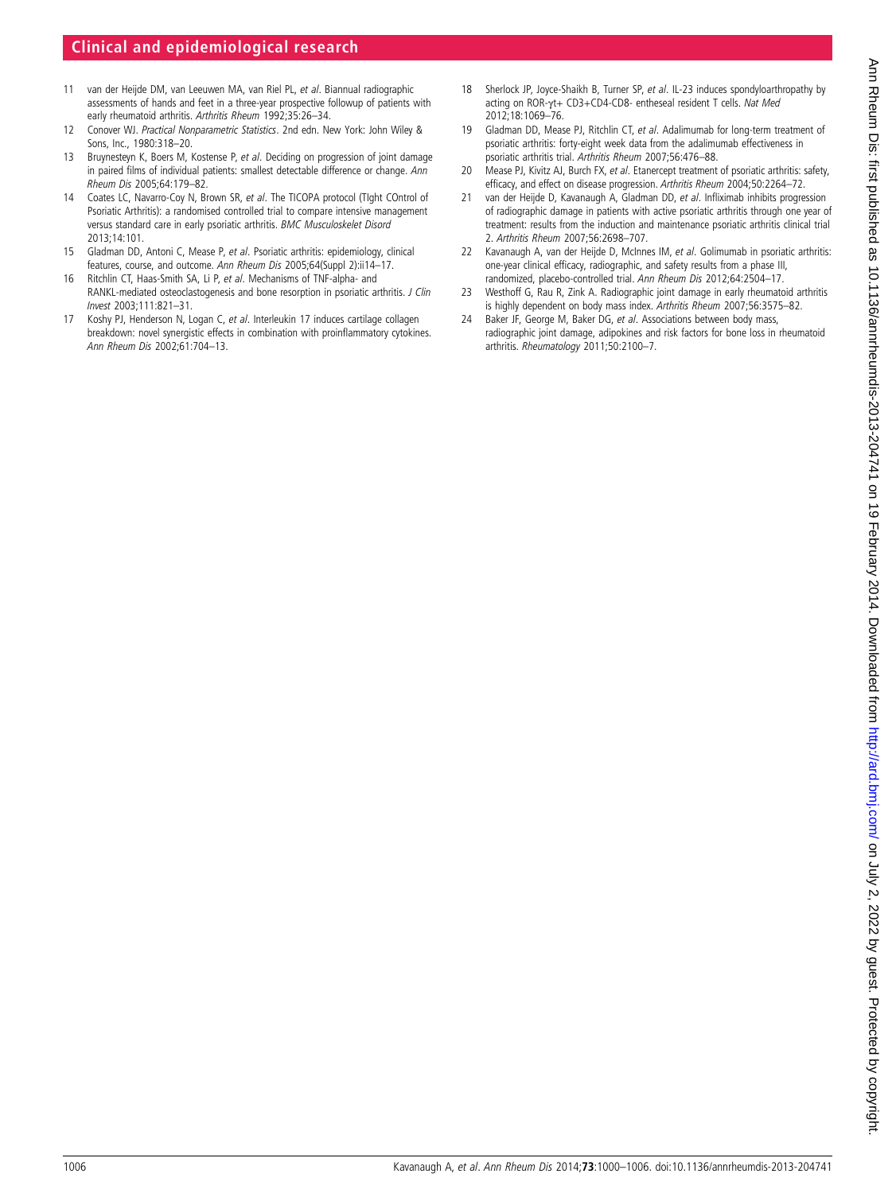11. van der Heijde DM, van Leeuwen MA, van Riel PL, *et al*. Biannual radiographic assessments of hands and feet in a three-year prospective followup of patients with early rheumatoid arthritis. *Arthritis Rheum* 1992;35:26–34.
12. Conover WJ. *Practical Nonparametric Statistics*. 2nd edn. New York: John Wiley & Sons, Inc., 1980:318–20.
13. Bruynesteyn K, Boers M, Kostense P, *et al*. Deciding on progression of joint damage in paired films of individual patients: smallest detectable difference or change. *Ann Rheum Dis* 2005;64:179–82.
14. Coates LC, Navarro-Coy N, Brown SR, *et al*. The TICOPA protocol (TIght COntrol of Psoriatic Arthritis): a randomised controlled trial to compare intensive management versus standard care in early psoriatic arthritis. *BMC Musculoskelet Disord* 2013;14:101.
15. Gladman DD, Antoni C, Mease P, *et al*. Psoriatic arthritis: epidemiology, clinical features, course, and outcome. *Ann Rheum Dis* 2005;64(Suppl 2):ii14–17.
16. Ritchlin CT, Haas-Smith SA, Li P, *et al*. Mechanisms of TNF-alpha- and RANKL-mediated osteoclastogenesis and bone resorption in psoriatic arthritis. *J Clin Invest* 2003;111:821–31.
17. Koshy PJ, Henderson N, Logan C, *et al*. Interleukin 17 induces cartilage collagen breakdown: novel synergistic effects in combination with proinflammatory cytokines. *Ann Rheum Dis* 2002;61:704–13.
18. Sherlock JP, Joyce-Shaikh B, Turner SP, *et al*. IL-23 induces spondyloarthropathy by acting on ROR-γt+ CD3+CD4-CD8- entheseal resident T cells. *Nat Med* 2012;18:1069–76.
19. Gladman DD, Mease PJ, Ritchlin CT, *et al*. Adalimumab for long-term treatment of psoriatic arthritis: forty-eight week data from the adalimumab effectiveness in psoriatic arthritis trial. *Arthritis Rheum* 2007;56:476–88.
20. Mease PJ, Kivitz AJ, Burch FX, *et al*. Etanercept treatment of psoriatic arthritis: safety, efficacy, and effect on disease progression. *Arthritis Rheum* 2004;50:2264–72.
21. van der Heijde D, Kavanaugh A, Gladman DD, *et al*. Infliximab inhibits progression of radiographic damage in patients with active psoriatic arthritis through one year of treatment: results from the induction and maintenance psoriatic arthritis clinical trial 2. *Arthritis Rheum* 2007;56:2698–707.
22. Kavanaugh A, van der Heijde D, McInnes IM, *et al*. Golimumab in psoriatic arthritis: one-year clinical efficacy, radiographic, and safety results from a phase III, randomized, placebo-controlled trial. *Ann Rheum Dis* 2012;64:2504–17.
23. Westhoff G, Rau R, Zink A. Radiographic joint damage in early rheumatoid arthritis is highly dependent on body mass index. *Arthritis Rheum* 2007;56:3575–82.
24. Baker JF, George M, Baker DG, *et al*. Associations between body mass, radiographic joint damage, adipokines and risk factors for bone loss in rheumatoid arthritis. *Rheumatology* 2011;50:2100–7.